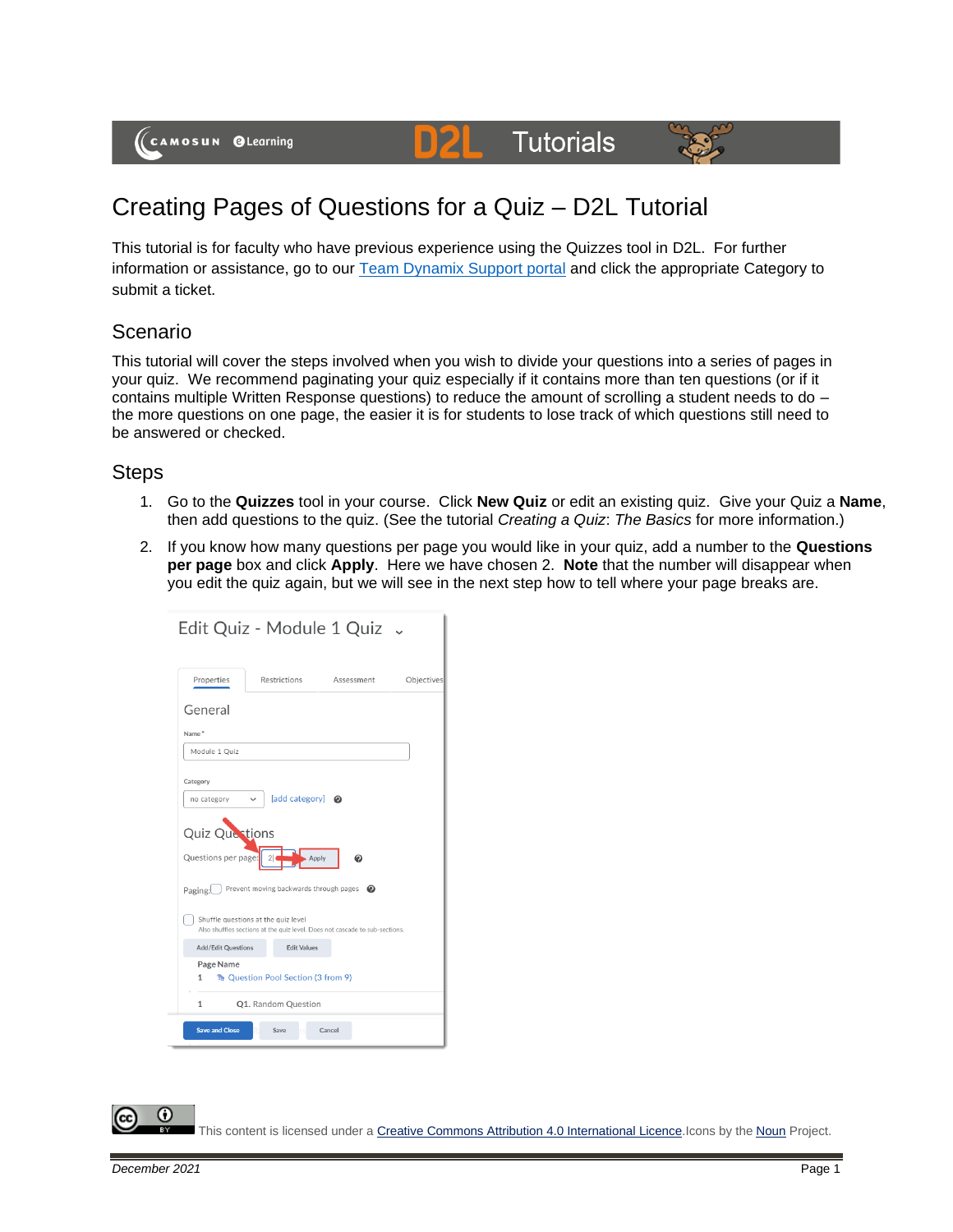# Creating Pages of Questions for a Quiz – D2L Tutorial

This tutorial is for faculty who have previous experience using the Quizzes tool in D2L. For further information or assistance, go to our Team Dynamix Support portal and click the appropriate Category to submit a ticket.

## Scenario

This tutorial will cover the steps involved when you wish to divide your questions into a series of pages in your quiz. We recommend paginating your quiz especially if it contains more than ten questions (or if it contains multiple Written Response questions) to reduce the amount of scrolling a student needs to do – the more questions on one page, the easier it is for students to lose track of which questions still need to be answered or checked.

## Steps

1. Go to the **Quizzes** tool in your course. Click **New Quiz** or edit an existing quiz. Give your Quiz a **Name**, then add questions to the quiz. (See the tutorial *Creating a Quiz*: *The Basics* for more information.)
2. If you know how many questions per page you would like in your quiz, add a number to the **Questions per page** box and click **Apply**. Here we have chosen 2. **Note** that the number will disappear when you edit the quiz again, but we will see in the next step how to tell where your page breaks are.

This content is licensed under a Creative Commons Attribution 4.0 International Licence. Icons by the Noun Project.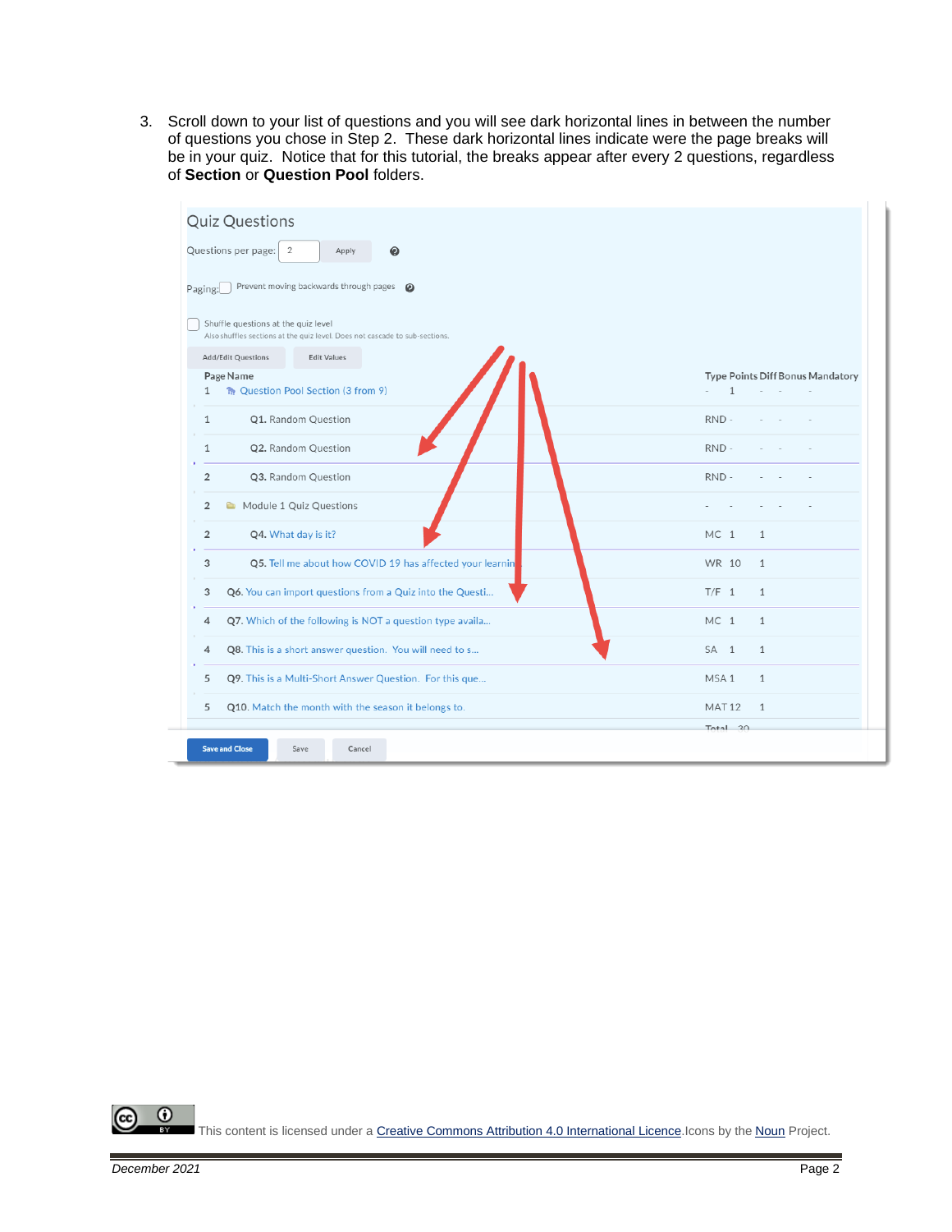3. Scroll down to your list of questions and you will see dark horizontal lines in between the number of questions you chose in Step 2. These dark horizontal lines indicate were the page breaks will be in your quiz. Notice that for this tutorial, the breaks appear after every 2 questions, regardless of **Section** or **Question Pool** folders.

Quiz Questions

Questions per page: 2 Apply

Paging: Prevent moving backwards through pages

Shuffle questions at the quiz level
Also shuffles sections at the quiz level. Does not cascade to sub-sections.

Add/Edit Questions | Edit Values

| Page | Name | Type | Points | Diff | Bonus | Mandatory |
|---|---|---|---|---|---|---|
| 1 | Question Pool Section (3 from 9) | - | 1 | - | - | - |
| 1 | Q1. Random Question | RND | - | - | - | - |
| 1 | Q2. Random Question | RND | - | - | - | - |
| 2 | Q3. Random Question | RND | - | - | - | - |
| 2 | Module 1 Quiz Questions | - | - | - | - | - |
| 2 | Q4. What day is it? | MC | 1 | 1 | | |
| 3 | Q5. Tell me about how COVID 19 has affected your learnin | WR | 10 | 1 | | |
| 3 | Q6. You can import questions from a Quiz into the Questi... | T/F | 1 | 1 | | |
| 4 | Q7. Which of the following is NOT a question type availa... | MC | 1 | 1 | | |
| 4 | Q8. This is a short answer question. You will need to s... | SA | 1 | 1 | | |
| 5 | Q9. This is a Multi-Short Answer Question. For this que... | MSA | 1 | 1 | | |
| 5 | Q10. Match the month with the season it belongs to. | MAT | 12 | 1 | | |
| | | Total | 30 | | | |

Save and Close | Save | Cancel

This content is licensed under a Creative Commons Attribution 4.0 International Licence. Icons by the Noun Project.

December 2021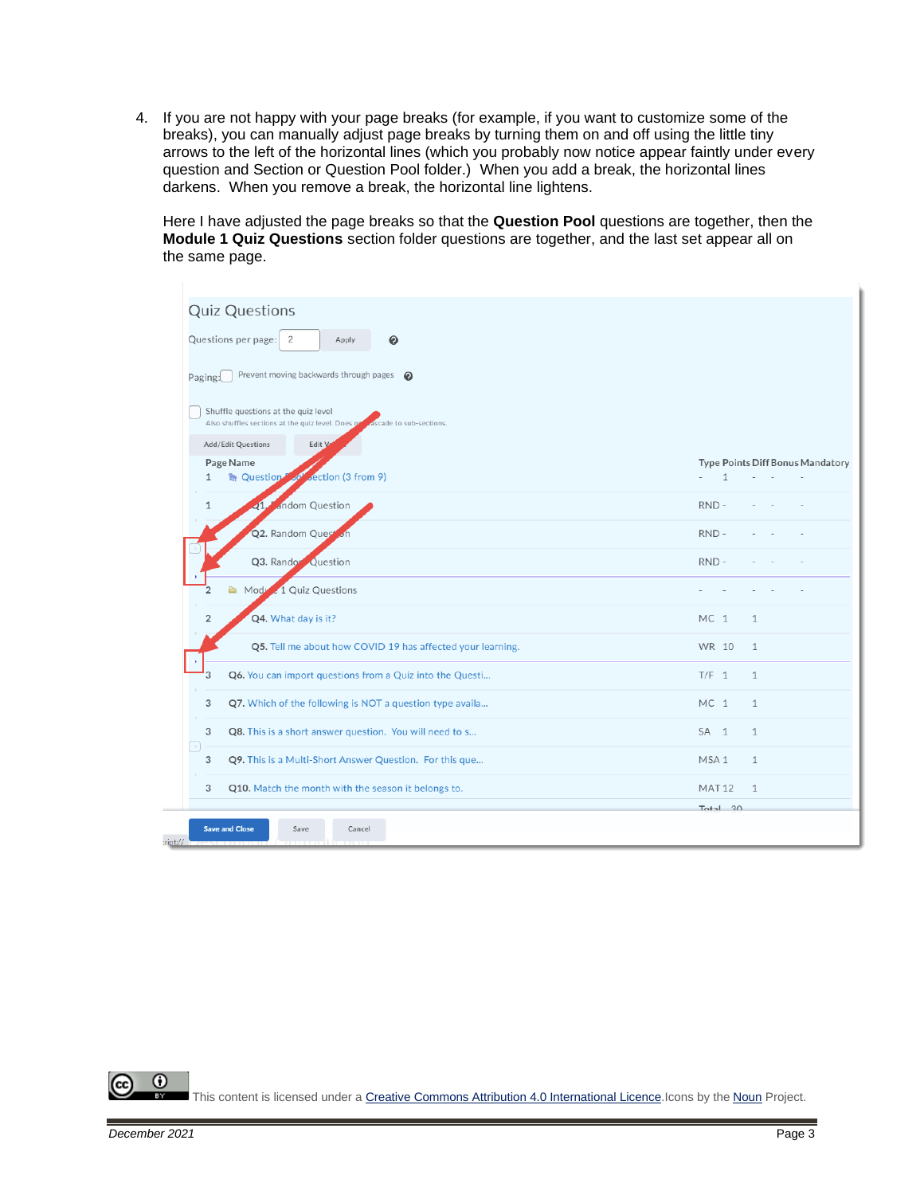4. If you are not happy with your page breaks (for example, if you want to customize some of the breaks), you can manually adjust page breaks by turning them on and off using the little tiny arrows to the left of the horizontal lines (which you probably now notice appear faintly under every question and Section or Question Pool folder.) When you add a break, the horizontal lines darkens. When you remove a break, the horizontal line lightens.

   Here I have adjusted the page breaks so that the **Question Pool** questions are together, then the **Module 1 Quiz Questions** section folder questions are together, and the last set appear all on the same page.

This content is licensed under a [Creative Commons Attribution 4.0 International Licence](). Icons by the [Noun]() Project.

*December 2021*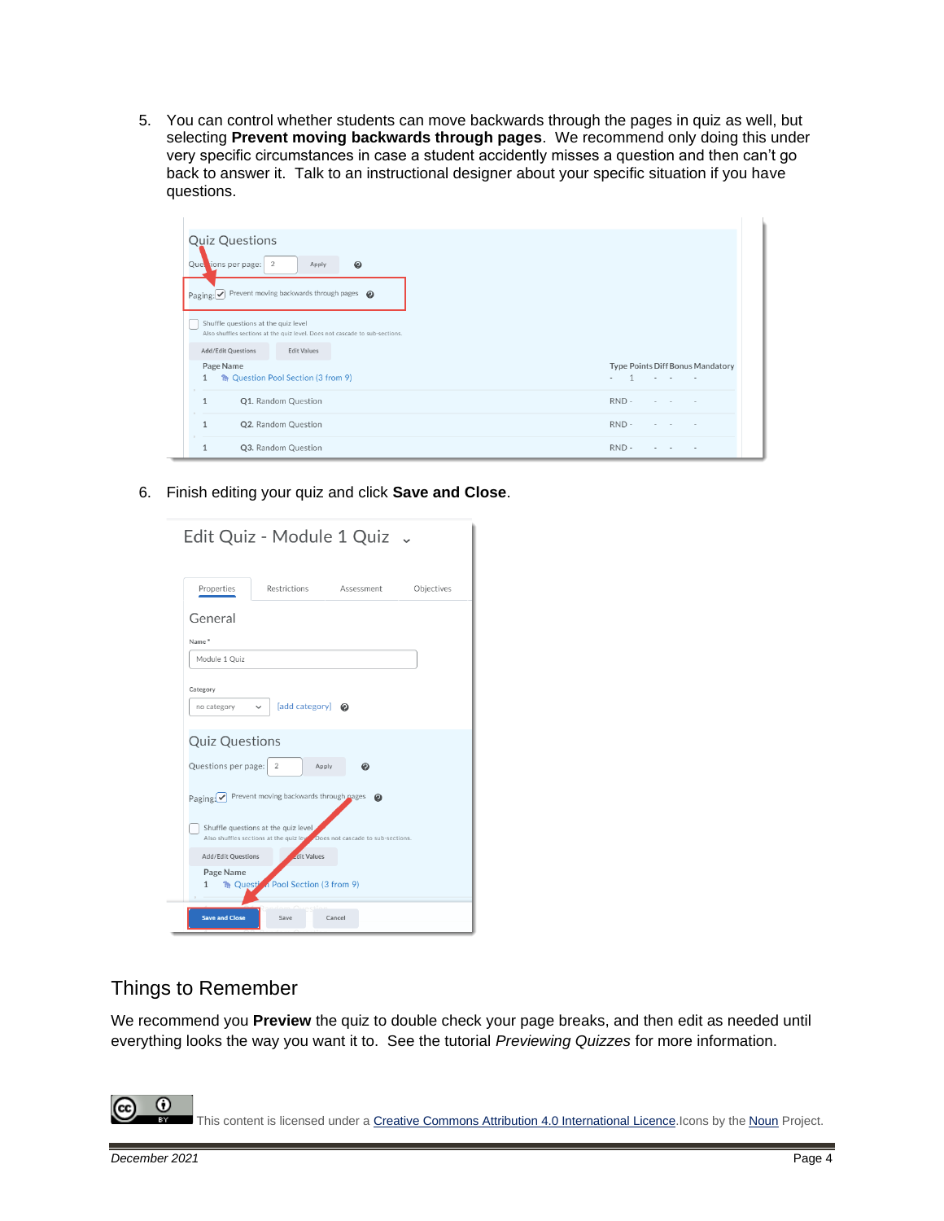5. You can control whether students can move backwards through the pages in quiz as well, but selecting **Prevent moving backwards through pages**. We recommend only doing this under very specific circumstances in case a student accidently misses a question and then can't go back to answer it. Talk to an instructional designer about your specific situation if you have questions.

6. Finish editing your quiz and click **Save and Close**.

## Things to Remember

We recommend you **Preview** the quiz to double check your page breaks, and then edit as needed until everything looks the way you want it to. See the tutorial *Previewing Quizzes* for more information.

This content is licensed under a Creative Commons Attribution 4.0 International Licence. Icons by the Noun Project.

*December 2021*